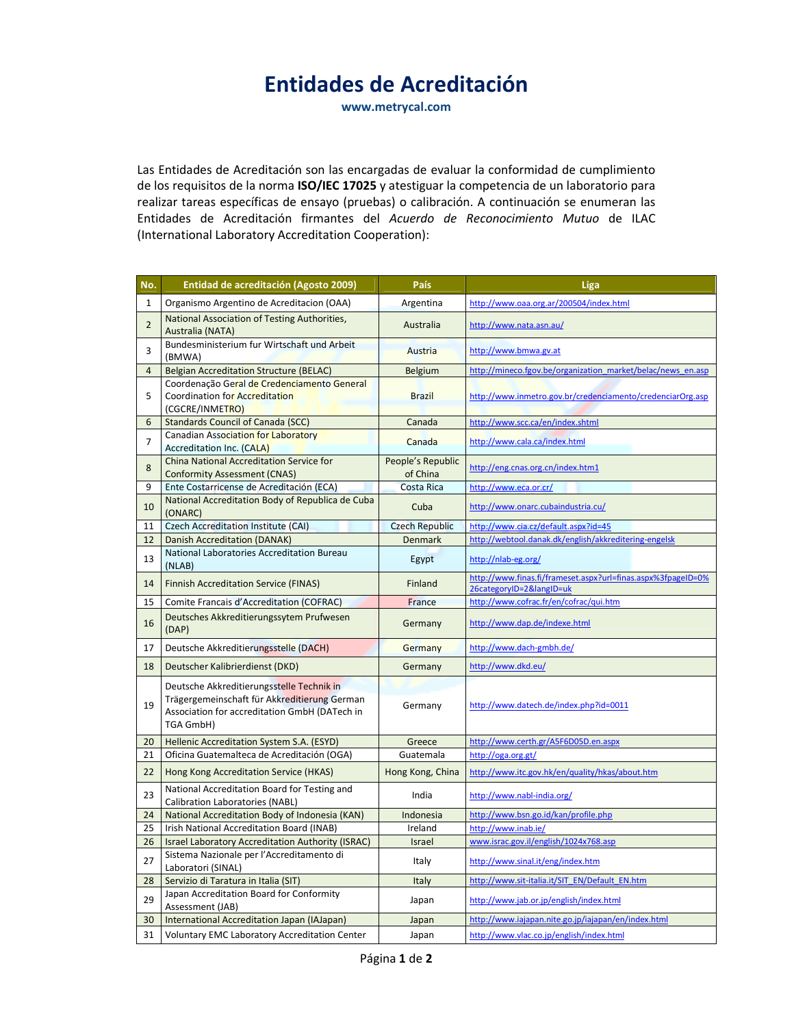# Entidades de Acreditación

**www.metrycal.com**

Las Entidades de Acreditación son las encargadas de evaluar la conformidad de cumplimiento de los requisitos de la norma **ISO/IEC 17025** y atestiguar la competencia de un laboratorio para realizar tareas específicas de ensayo (pruebas) o calibración. A continuación se enumeran las Entidades de Acreditación firmantes del *Acuerdo de Reconocimiento Mutuo* de ILAC (International Laboratory Accreditation Cooperation):

| No. | Entidad de acreditación (Agosto 2009) | País | Liga |
|---|---|---|---|
| 1 | Organismo Argentino de Acreditacion (OAA) | Argentina | http://www.oaa.org.ar/200504/index.html |
| 2 | National Association of Testing Authorities, Australia (NATA) | Australia | http://www.nata.asn.au/ |
| 3 | Bundesministerium fur Wirtschaft und Arbeit (BMWA) | Austria | http://www.bmwa.gv.at |
| 4 | Belgian Accreditation Structure (BELAC) | Belgium | http://mineco.fgov.be/organization_market/belac/news_en.asp |
| 5 | Coordenação Geral de Credenciamento General Coordination for Accreditation (CGCRE/INMETRO) | Brazil | http://www.inmetro.gov.br/credenciamento/credenciarOrg.asp |
| 6 | Standards Council of Canada (SCC) | Canada | http://www.scc.ca/en/index.shtml |
| 7 | Canadian Association for Laboratory Accreditation Inc. (CALA) | Canada | http://www.cala.ca/index.html |
| 8 | China National Accreditation Service for Conformity Assessment (CNAS) | People's Republic of China | http://eng.cnas.org.cn/index.htm1 |
| 9 | Ente Costarricense de Acreditación (ECA) | Costa Rica | http://www.eca.or.cr/ |
| 10 | National Accreditation Body of Republica de Cuba (ONARC) | Cuba | http://www.onarc.cubaindustria.cu/ |
| 11 | Czech Accreditation Institute (CAI) | Czech Republic | http://www.cia.cz/default.aspx?id=45 |
| 12 | Danish Accreditation (DANAK) | Denmark | http://webtool.danak.dk/english/akkreditering-engelsk |
| 13 | National Laboratories Accreditation Bureau (NLAB) | Egypt | http://nlab-eg.org/ |
| 14 | Finnish Accreditation Service (FINAS) | Finland | http://www.finas.fi/frameset.aspx?url=finas.aspx%3fpageID=0%26categoryID=2&langID=uk |
| 15 | Comite Francais d'Accreditation (COFRAC) | France | http://www.cofrac.fr/en/cofrac/qui.htm |
| 16 | Deutsches Akkreditierungssytem Prufwesen (DAP) | Germany | http://www.dap.de/indexe.html |
| 17 | Deutsche Akkreditierungsstelle (DACH) | Germany | http://www.dach-gmbh.de/ |
| 18 | Deutscher Kalibrierdienst (DKD) | Germany | http://www.dkd.eu/ |
| 19 | Deutsche Akkreditierungsstelle Technik in Trägergemeinschaft für Akkreditierung German Association for accreditation GmbH (DATech in TGA GmbH) | Germany | http://www.datech.de/index.php?id=0011 |
| 20 | Hellenic Accreditation System S.A. (ESYD) | Greece | http://www.certh.gr/A5F6D05D.en.aspx |
| 21 | Oficina Guatemalteca de Acreditación (OGA) | Guatemala | http://oga.org.gt/ |
| 22 | Hong Kong Accreditation Service (HKAS) | Hong Kong, China | http://www.itc.gov.hk/en/quality/hkas/about.htm |
| 23 | National Accreditation Board for Testing and Calibration Laboratories (NABL) | India | http://www.nabl-india.org/ |
| 24 | National Accreditation Body of Indonesia (KAN) | Indonesia | http://www.bsn.go.id/kan/profile.php |
| 25 | Irish National Accreditation Board (INAB) | Ireland | http://www.inab.ie/ |
| 26 | Israel Laboratory Accreditation Authority (ISRAC) | Israel | www.israc.gov.il/english/1024x768.asp |
| 27 | Sistema Nazionale per l'Accreditamento di Laboratori (SINAL) | Italy | http://www.sinal.it/eng/index.htm |
| 28 | Servizio di Taratura in Italia (SIT) | Italy | http://www.sit-italia.it/SIT_EN/Default_EN.htm |
| 29 | Japan Accreditation Board for Conformity Assessment (JAB) | Japan | http://www.jab.or.jp/english/index.html |
| 30 | International Accreditation Japan (IAJapan) | Japan | http://www.iajapan.nite.go.jp/iajapan/en/index.html |
| 31 | Voluntary EMC Laboratory Accreditation Center | Japan | http://www.vlac.co.jp/english/index.html |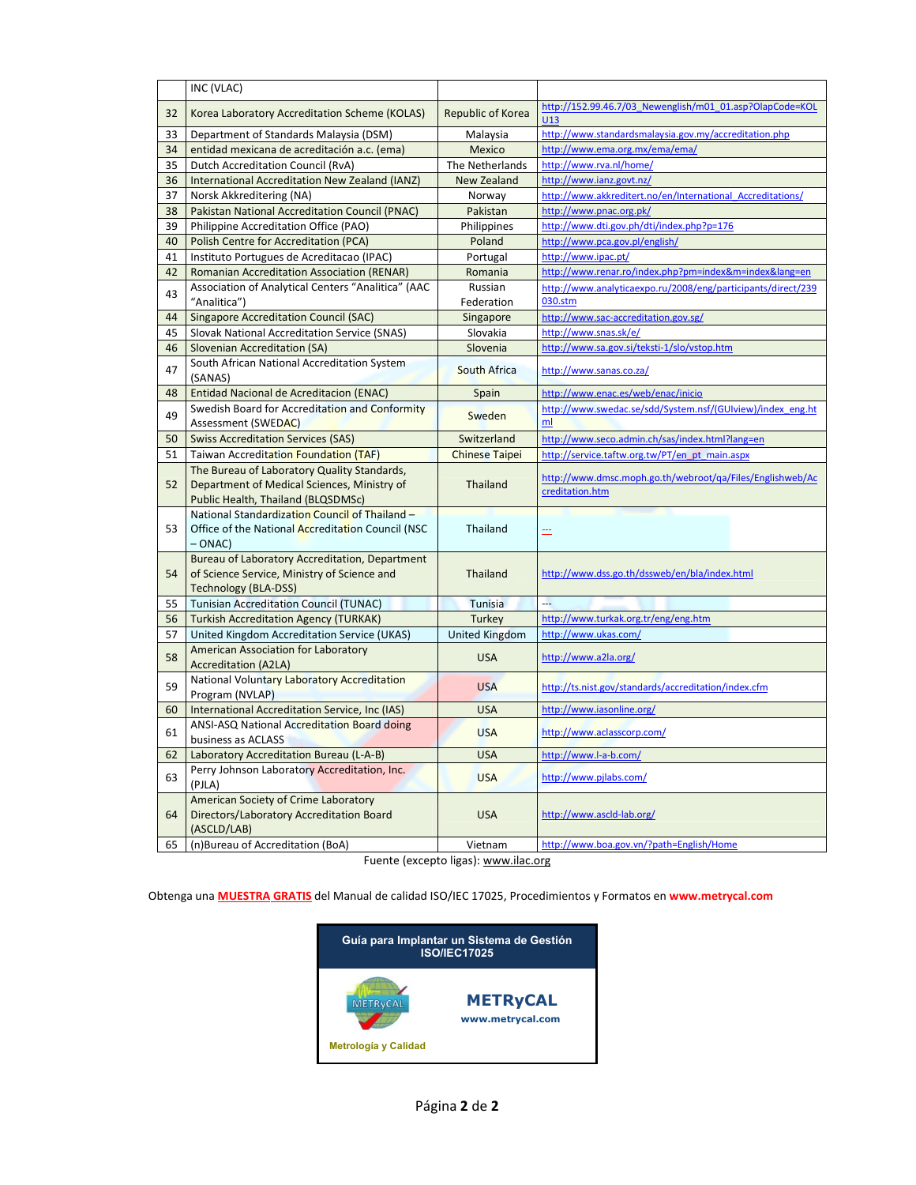| | | | |
|---|---|---|---|
| | INC (VLAC) | | |
| 32 | Korea Laboratory Accreditation Scheme (KOLAS) | Republic of Korea | http://152.99.46.7/03_Newenglish/m01_01.asp?OlapCode=KOLU13 |
| 33 | Department of Standards Malaysia (DSM) | Malaysia | http://www.standardsmalaysia.gov.my/accreditation.php |
| 34 | entidad mexicana de acreditación a.c. (ema) | Mexico | http://www.ema.org.mx/ema/ema/ |
| 35 | Dutch Accreditation Council (RvA) | The Netherlands | http://www.rva.nl/home/ |
| 36 | International Accreditation New Zealand (IANZ) | New Zealand | http://www.ianz.govt.nz/ |
| 37 | Norsk Akkreditering (NA) | Norway | http://www.akkreditert.no/en/International_Accreditations/ |
| 38 | Pakistan National Accreditation Council (PNAC) | Pakistan | http://www.pnac.org.pk/ |
| 39 | Philippine Accreditation Office (PAO) | Philippines | http://www.dti.gov.ph/dti/index.php?p=176 |
| 40 | Polish Centre for Accreditation (PCA) | Poland | http://www.pca.gov.pl/english/ |
| 41 | Instituto Portugues de Acreditacao (IPAC) | Portugal | http://www.ipac.pt/ |
| 42 | Romanian Accreditation Association (RENAR) | Romania | http://www.renar.ro/index.php?pm=index&m=index&lang=en |
| 43 | Association of Analytical Centers "Analitica" (AAC "Analitica") | Russian Federation | http://www.analyticaexpo.ru/2008/eng/participants/direct/239030.stm |
| 44 | Singapore Accreditation Council (SAC) | Singapore | http://www.sac-accreditation.gov.sg/ |
| 45 | Slovak National Accreditation Service (SNAS) | Slovakia | http://www.snas.sk/e/ |
| 46 | Slovenian Accreditation (SA) | Slovenia | http://www.sa.gov.si/teksti-1/slo/vstop.htm |
| 47 | South African National Accreditation System (SANAS) | South Africa | http://www.sanas.co.za/ |
| 48 | Entidad Nacional de Acreditacion (ENAC) | Spain | http://www.enac.es/web/enac/inicio |
| 49 | Swedish Board for Accreditation and Conformity Assessment (SWEDAC) | Sweden | http://www.swedac.se/sdd/System.nsf/(GUIview)/index_eng.html |
| 50 | Swiss Accreditation Services (SAS) | Switzerland | http://www.seco.admin.ch/sas/index.html?lang=en |
| 51 | Taiwan Accreditation Foundation (TAF) | Chinese Taipei | http://service.taftw.org.tw/PT/en_pt_main.aspx |
| 52 | The Bureau of Laboratory Quality Standards, Department of Medical Sciences, Ministry of Public Health, Thailand (BLQSDMSc) | Thailand | http://www.dmsc.moph.go.th/webroot/qa/Files/Englishweb/Accreditation.htm |
| 53 | National Standardization Council of Thailand – Office of the National Accreditation Council (NSC – ONAC) | Thailand | --- |
| 54 | Bureau of Laboratory Accreditation, Department of Science Service, Ministry of Science and Technology (BLA-DSS) | Thailand | http://www.dss.go.th/dssweb/en/bla/index.html |
| 55 | Tunisian Accreditation Council (TUNAC) | Tunisia | --- |
| 56 | Turkish Accreditation Agency (TURKAK) | Turkey | http://www.turkak.org.tr/eng/eng.htm |
| 57 | United Kingdom Accreditation Service (UKAS) | United Kingdom | http://www.ukas.com/ |
| 58 | American Association for Laboratory Accreditation (A2LA) | USA | http://www.a2la.org/ |
| 59 | National Voluntary Laboratory Accreditation Program (NVLAP) | USA | http://ts.nist.gov/standards/accreditation/index.cfm |
| 60 | International Accreditation Service, Inc (IAS) | USA | http://www.iasonline.org/ |
| 61 | ANSI-ASQ National Accreditation Board doing business as ACLASS | USA | http://www.aclasscorp.com/ |
| 62 | Laboratory Accreditation Bureau (L-A-B) | USA | http://www.l-a-b.com/ |
| 63 | Perry Johnson Laboratory Accreditation, Inc. (PJLA) | USA | http://www.pjlabs.com/ |
| 64 | American Society of Crime Laboratory Directors/Laboratory Accreditation Board (ASCLD/LAB) | USA | http://www.ascld-lab.org/ |
| 65 | (n)Bureau of Accreditation (BoA) | Vietnam | http://www.boa.gov.vn/?path=English/Home |

Fuente (excepto ligas): www.ilac.org

Obtenga una **MUESTRA GRATIS** del Manual de calidad ISO/IEC 17025, Procedimientos y Formatos en **www.metrycal.com**

**Guía para Implantar un Sistema de Gestión ISO/IEC17025**

METRyCAL

www.metrycal.com

Metrología y Calidad